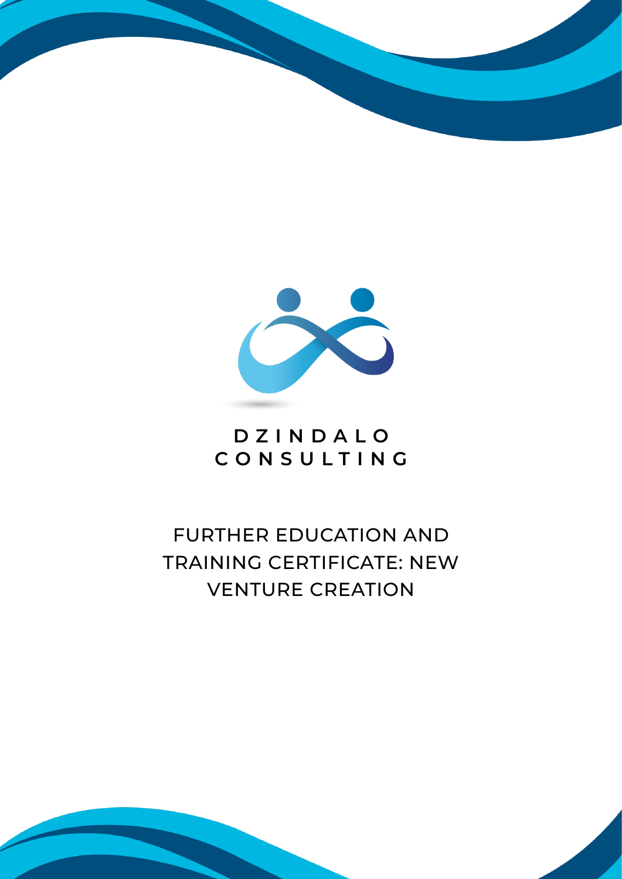**DZINDALO CONSULTING**

# FURTHER EDUCATION AND TRAINING CERTIFICATE: NEW VENTURE CREATION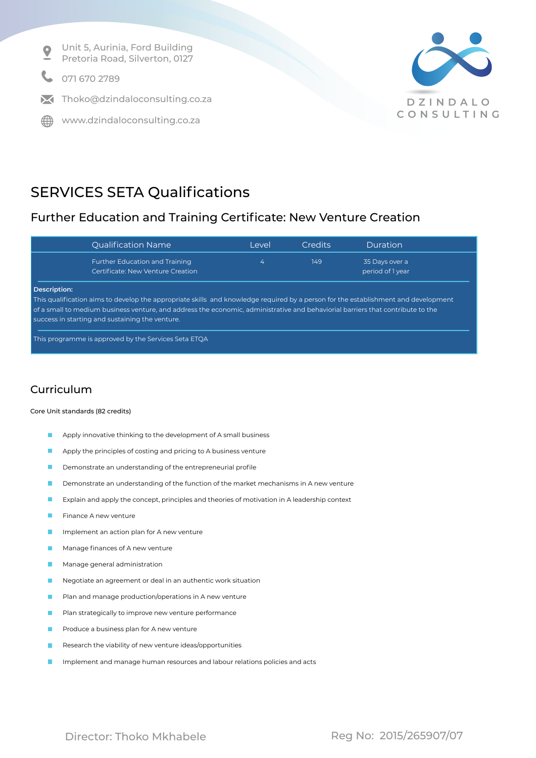Unit 5, Aurinia, Ford Building
Pretoria Road, Silverton, 0127

071 670 2789

Thoko@dzindaloconsulting.co.za

www.dzindaloconsulting.co.za

DZINDALO CONSULTING

# SERVICES SETA Qualifications

## Further Education and Training Certificate: New Venture Creation

| Qualification Name | Level | Credits | Duration |
| --- | --- | --- | --- |
| Further Education and Training Certificate: New Venture Creation | 4 | 149 | 35 Days over a period of 1 year |

**Description:**
This qualification aims to develop the appropriate skills and knowledge required by a person for the establishment and development of a small to medium business venture, and address the economic, administrative and behavioral barriers that contribute to the success in starting and sustaining the venture.

This programme is approved by the Services Seta ETQA

## Curriculum

Core Unit standards (82 credits)

- Apply innovative thinking to the development of A small business
- Apply the principles of costing and pricing to A business venture
- Demonstrate an understanding of the entrepreneurial profile
- Demonstrate an understanding of the function of the market mechanisms in A new venture
- Explain and apply the concept, principles and theories of motivation in A leadership context
- Finance A new venture
- Implement an action plan for A new venture
- Manage finances of A new venture
- Manage general administration
- Negotiate an agreement or deal in an authentic work situation
- Plan and manage production/operations in A new venture
- Plan strategically to improve new venture performance
- Produce a business plan for A new venture
- Research the viability of new venture ideas/opportunities
- Implement and manage human resources and labour relations policies and acts

Director: Thoko Mkhabele

Reg No: 2015/265907/07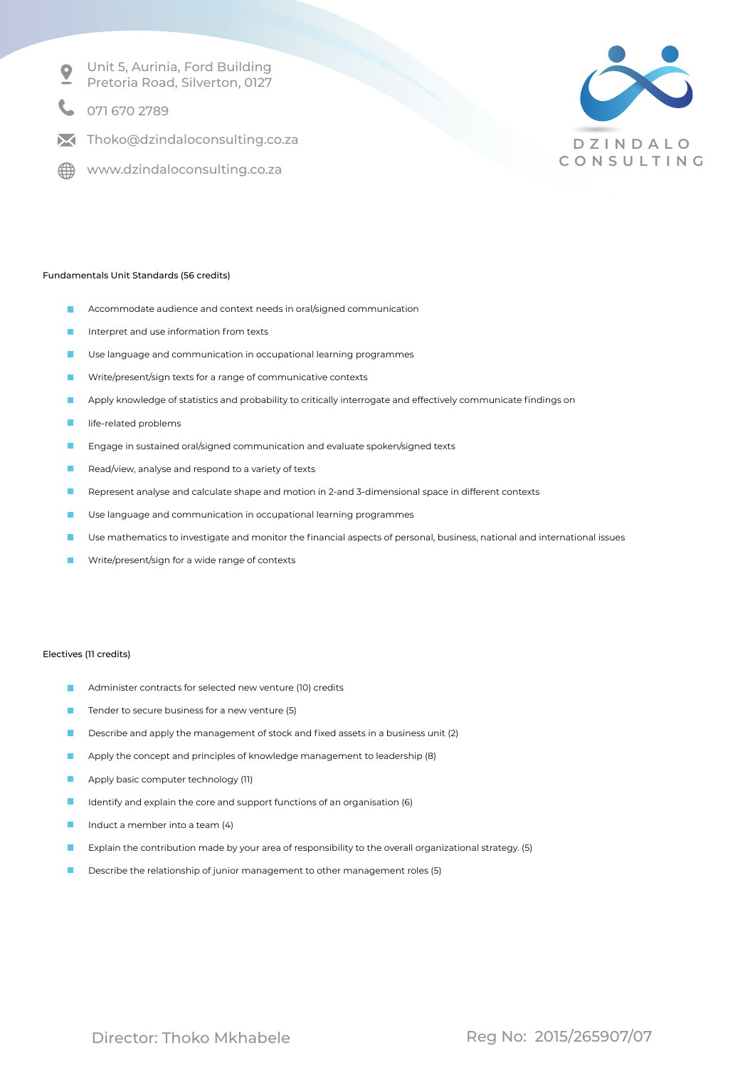Unit 5, Aurinia, Ford Building
Pretoria Road, Silverton, 0127

071 670 2789

Thoko@dzindaloconsulting.co.za

www.dzindaloconsulting.co.za

DZINDALO CONSULTING

Fundamentals Unit Standards (56 credits)

- Accommodate audience and context needs in oral/signed communication
- Interpret and use information from texts
- Use language and communication in occupational learning programmes
- Write/present/sign texts for a range of communicative contexts
- Apply knowledge of statistics and probability to critically interrogate and effectively communicate findings on
- life-related problems
- Engage in sustained oral/signed communication and evaluate spoken/signed texts
- Read/view, analyse and respond to a variety of texts
- Represent analyse and calculate shape and motion in 2-and 3-dimensional space in different contexts
- Use language and communication in occupational learning programmes
- Use mathematics to investigate and monitor the financial aspects of personal, business, national and international issues
- Write/present/sign for a wide range of contexts

Electives (11 credits)

- Administer contracts for selected new venture (10) credits
- Tender to secure business for a new venture (5)
- Describe and apply the management of stock and fixed assets in a business unit (2)
- Apply the concept and principles of knowledge management to leadership (8)
- Apply basic computer technology (11)
- Identify and explain the core and support functions of an organisation (6)
- Induct a member into a team (4)
- Explain the contribution made by your area of responsibility to the overall organizational strategy. (5)
- Describe the relationship of junior management to other management roles (5)

Director: Thoko Mkhabele

Reg No: 2015/265907/07